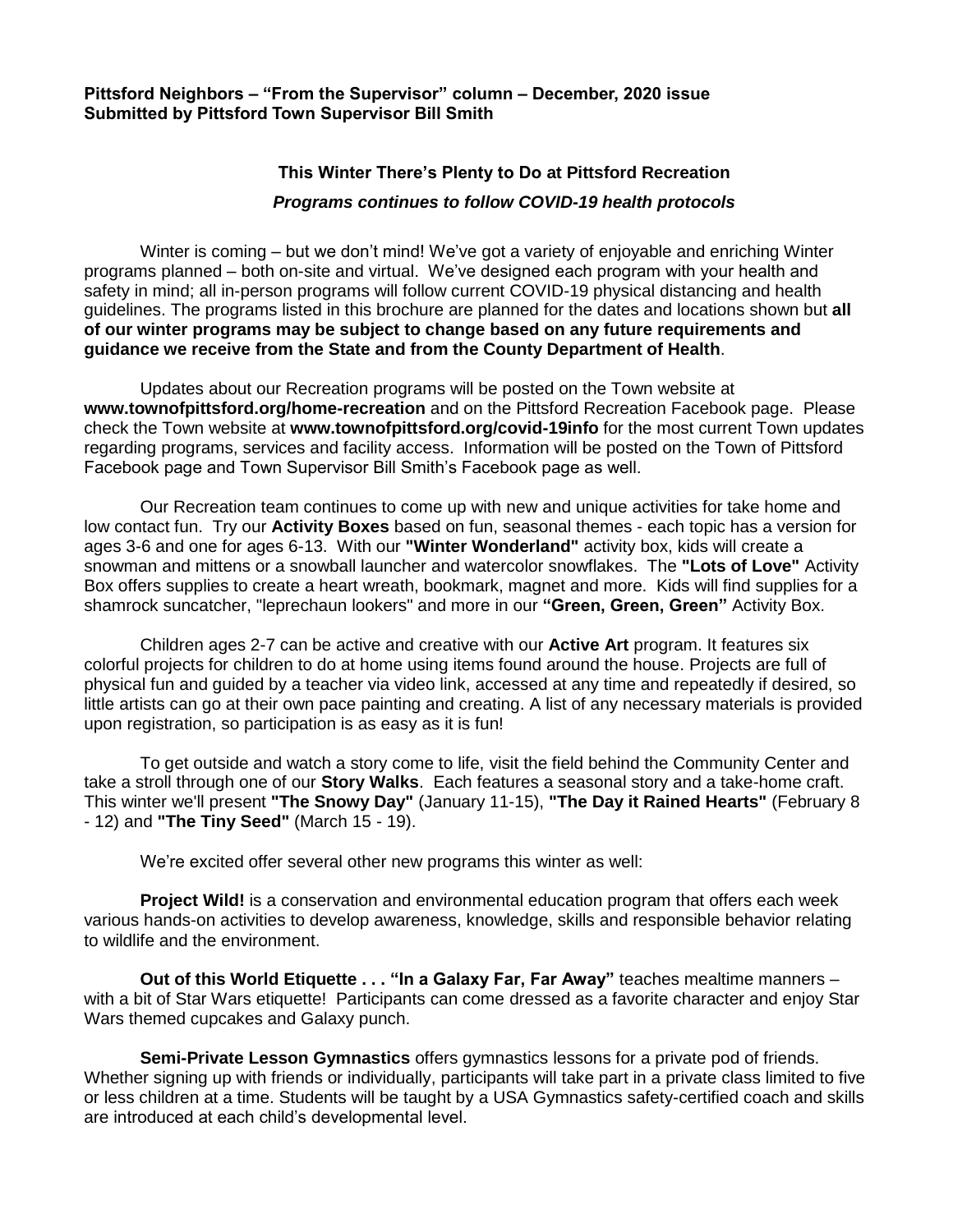**Pittsford Neighbors – "From the Supervisor" column – December, 2020 issue**
**Submitted by Pittsford Town Supervisor Bill Smith**

## This Winter There's Plenty to Do at Pittsford Recreation

***Programs continues to follow COVID-19 health protocols***

Winter is coming – but we don't mind! We've got a variety of enjoyable and enriching Winter programs planned – both on-site and virtual. We've designed each program with your health and safety in mind; all in-person programs will follow current COVID-19 physical distancing and health guidelines. The programs listed in this brochure are planned for the dates and locations shown but **all of our winter programs may be subject to change based on any future requirements and guidance we receive from the State and from the County Department of Health**.

Updates about our Recreation programs will be posted on the Town website at **www.townofpittsford.org/home-recreation** and on the Pittsford Recreation Facebook page. Please check the Town website at **www.townofpittsford.org/covid-19info** for the most current Town updates regarding programs, services and facility access. Information will be posted on the Town of Pittsford Facebook page and Town Supervisor Bill Smith's Facebook page as well.

Our Recreation team continues to come up with new and unique activities for take home and low contact fun. Try our **Activity Boxes** based on fun, seasonal themes - each topic has a version for ages 3-6 and one for ages 6-13. With our **"Winter Wonderland"** activity box, kids will create a snowman and mittens or a snowball launcher and watercolor snowflakes. The **"Lots of Love"** Activity Box offers supplies to create a heart wreath, bookmark, magnet and more. Kids will find supplies for a shamrock suncatcher, "leprechaun lookers" and more in our **"Green, Green, Green"** Activity Box.

Children ages 2-7 can be active and creative with our **Active Art** program. It features six colorful projects for children to do at home using items found around the house. Projects are full of physical fun and guided by a teacher via video link, accessed at any time and repeatedly if desired, so little artists can go at their own pace painting and creating. A list of any necessary materials is provided upon registration, so participation is as easy as it is fun!

To get outside and watch a story come to life, visit the field behind the Community Center and take a stroll through one of our **Story Walks**. Each features a seasonal story and a take-home craft. This winter we'll present **"The Snowy Day"** (January 11-15), **"The Day it Rained Hearts"** (February 8 - 12) and **"The Tiny Seed"** (March 15 - 19).

We're excited offer several other new programs this winter as well:

**Project Wild!** is a conservation and environmental education program that offers each week various hands-on activities to develop awareness, knowledge, skills and responsible behavior relating to wildlife and the environment.

**Out of this World Etiquette . . . "In a Galaxy Far, Far Away"** teaches mealtime manners – with a bit of Star Wars etiquette! Participants can come dressed as a favorite character and enjoy Star Wars themed cupcakes and Galaxy punch.

**Semi-Private Lesson Gymnastics** offers gymnastics lessons for a private pod of friends. Whether signing up with friends or individually, participants will take part in a private class limited to five or less children at a time. Students will be taught by a USA Gymnastics safety-certified coach and skills are introduced at each child's developmental level.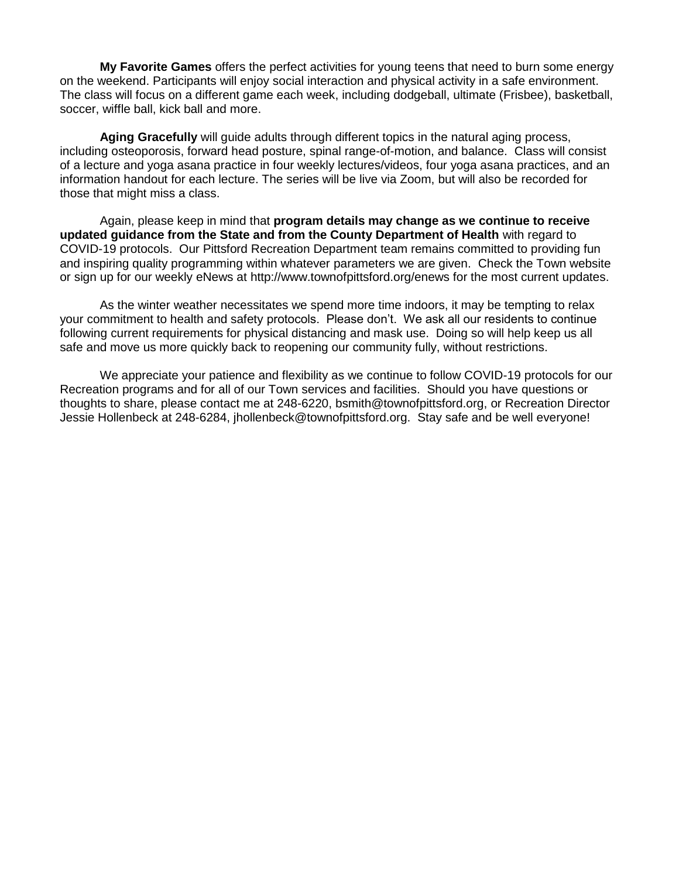**My Favorite Games** offers the perfect activities for young teens that need to burn some energy on the weekend. Participants will enjoy social interaction and physical activity in a safe environment. The class will focus on a different game each week, including dodgeball, ultimate (Frisbee), basketball, soccer, wiffle ball, kick ball and more.

**Aging Gracefully** will guide adults through different topics in the natural aging process, including osteoporosis, forward head posture, spinal range-of-motion, and balance. Class will consist of a lecture and yoga asana practice in four weekly lectures/videos, four yoga asana practices, and an information handout for each lecture. The series will be live via Zoom, but will also be recorded for those that might miss a class.

Again, please keep in mind that **program details may change as we continue to receive updated guidance from the State and from the County Department of Health** with regard to COVID-19 protocols. Our Pittsford Recreation Department team remains committed to providing fun and inspiring quality programming within whatever parameters we are given. Check the Town website or sign up for our weekly eNews at http://www.townofpittsford.org/enews for the most current updates.

As the winter weather necessitates we spend more time indoors, it may be tempting to relax your commitment to health and safety protocols. Please don't. We ask all our residents to continue following current requirements for physical distancing and mask use. Doing so will help keep us all safe and move us more quickly back to reopening our community fully, without restrictions.

We appreciate your patience and flexibility as we continue to follow COVID-19 protocols for our Recreation programs and for all of our Town services and facilities. Should you have questions or thoughts to share, please contact me at 248-6220, bsmith@townofpittsford.org, or Recreation Director Jessie Hollenbeck at 248-6284, jhollenbeck@townofpittsford.org. Stay safe and be well everyone!